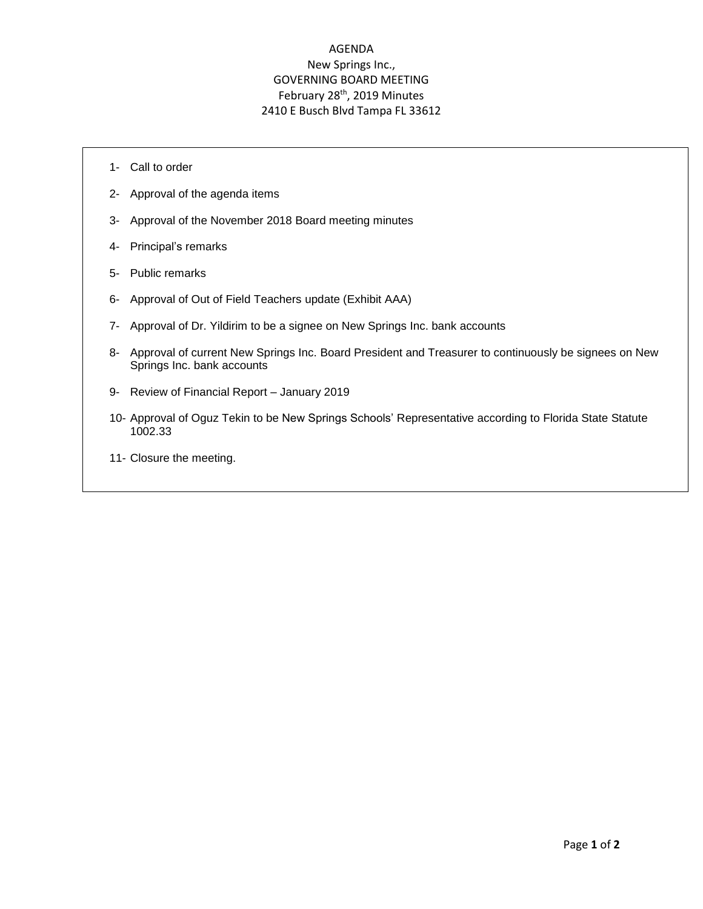# AGENDA

## New Springs Inc.,
## GOVERNING BOARD MEETING
## February 28th, 2019 Minutes
## 2410 E Busch Blvd Tampa FL 33612

1- Call to order

2- Approval of the agenda items

3- Approval of the November 2018 Board meeting minutes

4- Principal's remarks

5- Public remarks

6- Approval of Out of Field Teachers update (Exhibit AAA)

7- Approval of Dr. Yildirim to be a signee on New Springs Inc. bank accounts

8- Approval of current New Springs Inc. Board President and Treasurer to continuously be signees on New Springs Inc. bank accounts

9- Review of Financial Report – January 2019

10- Approval of Oguz Tekin to be New Springs Schools' Representative according to Florida State Statute 1002.33

11- Closure the meeting.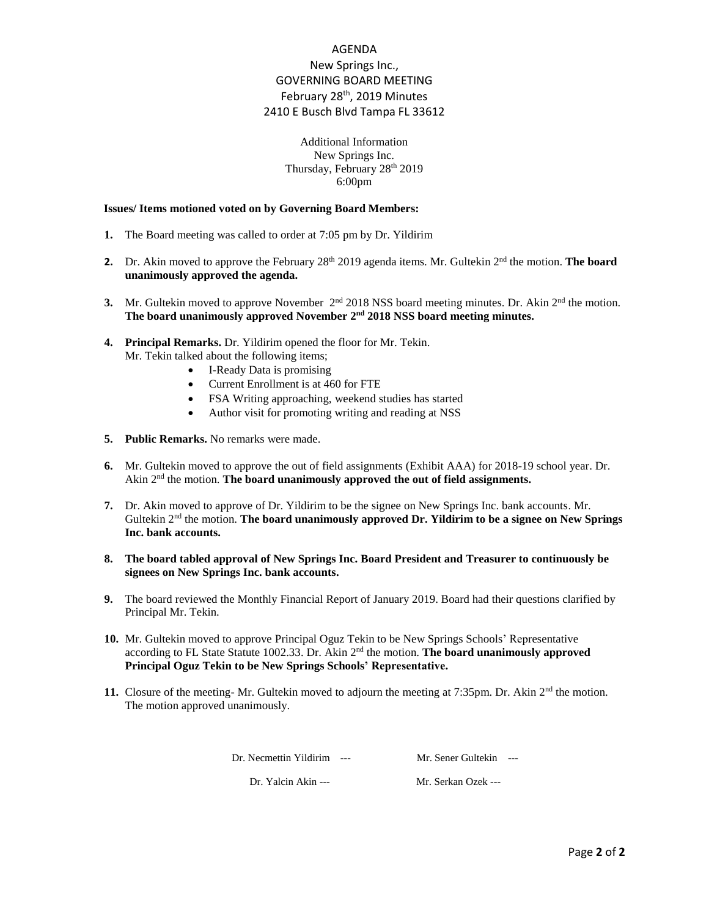AGENDA

New Springs Inc.,

GOVERNING BOARD MEETING

February 28th, 2019 Minutes

2410 E Busch Blvd Tampa FL 33612

Additional Information

New Springs Inc.

Thursday, February 28th 2019

6:00pm

**Issues/ Items motioned voted on by Governing Board Members:**

1. The Board meeting was called to order at 7:05 pm by Dr. Yildirim

2. Dr. Akin moved to approve the February 28th 2019 agenda items. Mr. Gultekin 2nd the motion. **The board unanimously approved the agenda.**

3. Mr. Gultekin moved to approve November 2nd 2018 NSS board meeting minutes. Dr. Akin 2nd the motion. **The board unanimously approved November 2nd 2018 NSS board meeting minutes.**

4. **Principal Remarks.** Dr. Yildirim opened the floor for Mr. Tekin.
   Mr. Tekin talked about the following items;
   - I-Ready Data is promising
   - Current Enrollment is at 460 for FTE
   - FSA Writing approaching, weekend studies has started
   - Author visit for promoting writing and reading at NSS

5. **Public Remarks.** No remarks were made.

6. Mr. Gultekin moved to approve the out of field assignments (Exhibit AAA) for 2018-19 school year. Dr. Akin 2nd the motion. **The board unanimously approved the out of field assignments.**

7. Dr. Akin moved to approve of Dr. Yildirim to be the signee on New Springs Inc. bank accounts. Mr. Gultekin 2nd the motion. **The board unanimously approved Dr. Yildirim to be a signee on New Springs Inc. bank accounts.**

8. **The board tabled approval of New Springs Inc. Board President and Treasurer to continuously be signees on New Springs Inc. bank accounts.**

9. The board reviewed the Monthly Financial Report of January 2019. Board had their questions clarified by Principal Mr. Tekin.

10. Mr. Gultekin moved to approve Principal Oguz Tekin to be New Springs Schools' Representative according to FL State Statute 1002.33. Dr. Akin 2nd the motion. **The board unanimously approved Principal Oguz Tekin to be New Springs Schools' Representative.**

11. Closure of the meeting- Mr. Gultekin moved to adjourn the meeting at 7:35pm. Dr. Akin 2nd the motion. The motion approved unanimously.

Dr. Necmettin Yildirim --- Mr. Sener Gultekin ---

Dr. Yalcin Akin --- Mr. Serkan Ozek ---